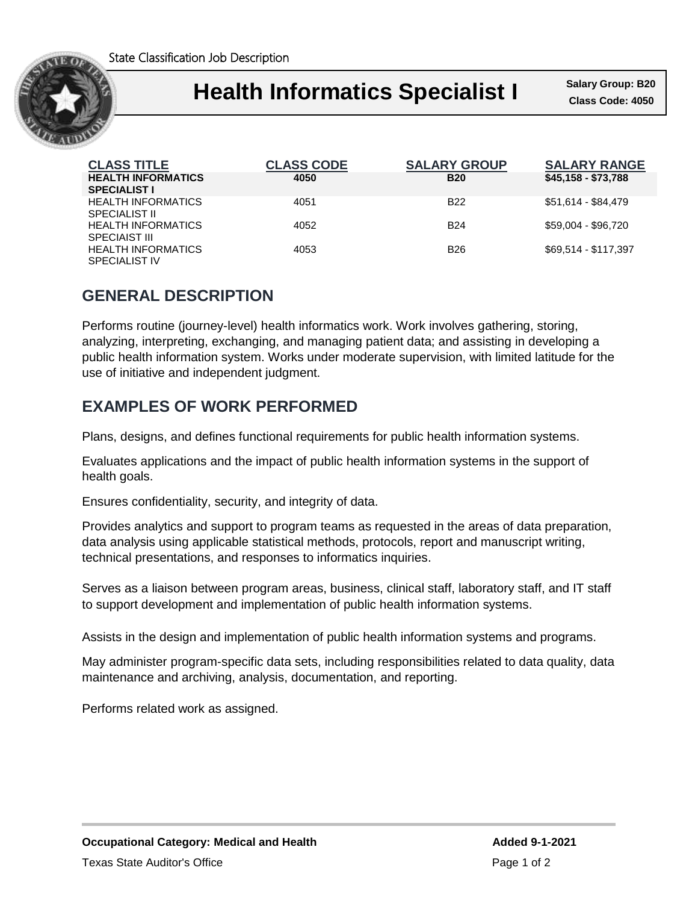State Classification Job Description

# Health Informatics Specialist I

**Salary Group: B20**
**Class Code: 4050**

| CLASS TITLE | CLASS CODE | SALARY GROUP | SALARY RANGE |
| --- | --- | --- | --- |
| **HEALTH INFORMATICS SPECIALIST I** | **4050** | **B20** | **$45,158 - $73,788** |
| HEALTH INFORMATICS SPECIALIST II | 4051 | B22 | $51,614 - $84,479 |
| HEALTH INFORMATICS SPECIAIST III | 4052 | B24 | $59,004 - $96,720 |
| HEALTH INFORMATICS SPECIALIST IV | 4053 | B26 | $69,514 - $117,397 |

## GENERAL DESCRIPTION

Performs routine (journey-level) health informatics work. Work involves gathering, storing, analyzing, interpreting, exchanging, and managing patient data; and assisting in developing a public health information system. Works under moderate supervision, with limited latitude for the use of initiative and independent judgment.

## EXAMPLES OF WORK PERFORMED

Plans, designs, and defines functional requirements for public health information systems.

Evaluates applications and the impact of public health information systems in the support of health goals.

Ensures confidentiality, security, and integrity of data.

Provides analytics and support to program teams as requested in the areas of data preparation, data analysis using applicable statistical methods, protocols, report and manuscript writing, technical presentations, and responses to informatics inquiries.

Serves as a liaison between program areas, business, clinical staff, laboratory staff, and IT staff to support development and implementation of public health information systems.

Assists in the design and implementation of public health information systems and programs.

May administer program-specific data sets, including responsibilities related to data quality, data maintenance and archiving, analysis, documentation, and reporting.

Performs related work as assigned.

**Occupational Category: Medical and Health**

**Added 9-1-2021**

Texas State Auditor's Office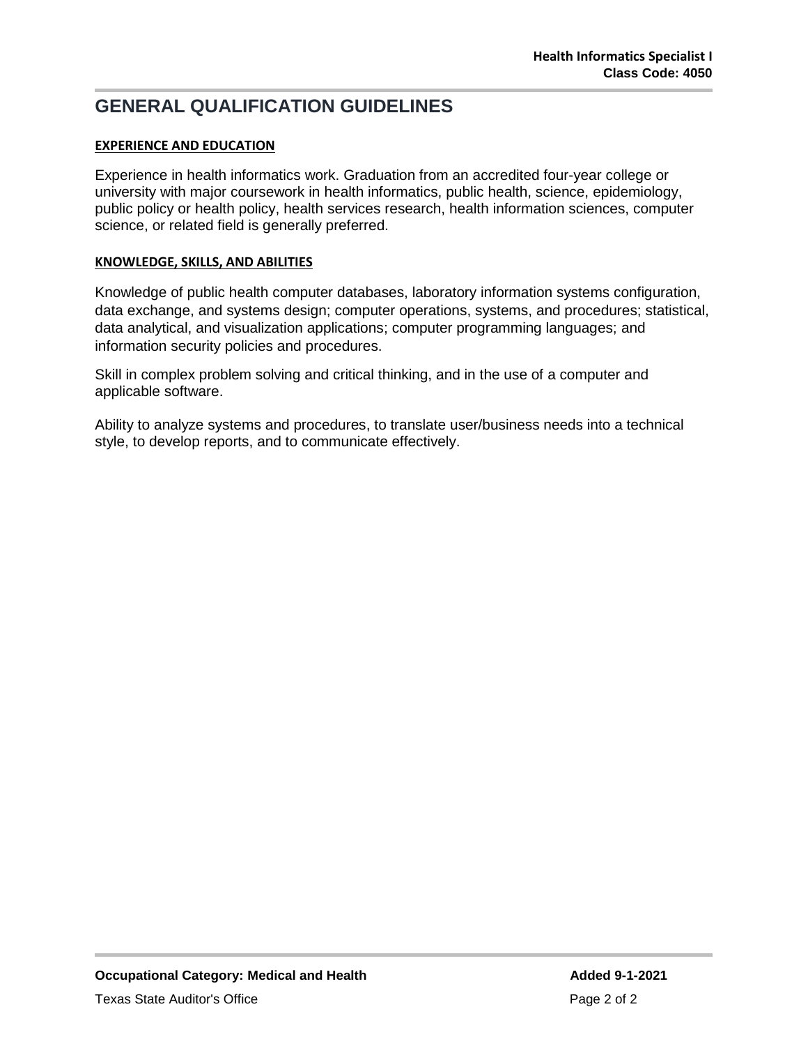# GENERAL QUALIFICATION GUIDELINES

## EXPERIENCE AND EDUCATION

Experience in health informatics work. Graduation from an accredited four-year college or university with major coursework in health informatics, public health, science, epidemiology, public policy or health policy, health services research, health information sciences, computer science, or related field is generally preferred.

## KNOWLEDGE, SKILLS, AND ABILITIES

Knowledge of public health computer databases, laboratory information systems configuration, data exchange, and systems design; computer operations, systems, and procedures; statistical, data analytical, and visualization applications; computer programming languages; and information security policies and procedures.

Skill in complex problem solving and critical thinking, and in the use of a computer and applicable software.

Ability to analyze systems and procedures, to translate user/business needs into a technical style, to develop reports, and to communicate effectively.